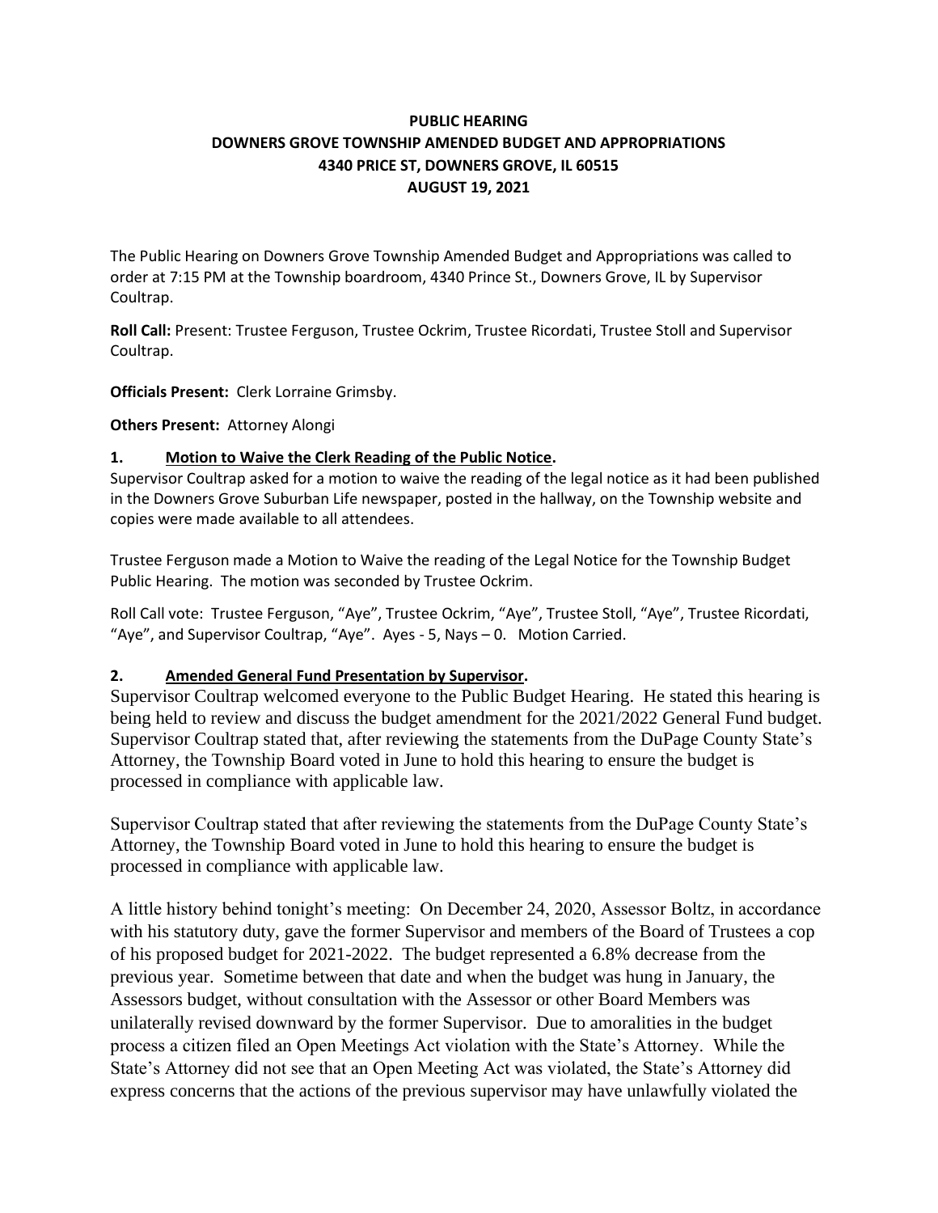# PUBLIC HEARING
# DOWNERS GROVE TOWNSHIP AMENDED BUDGET AND APPROPRIATIONS
# 4340 PRICE ST, DOWNERS GROVE, IL 60515
# AUGUST 19, 2021

The Public Hearing on Downers Grove Township Amended Budget and Appropriations was called to order at 7:15 PM at the Township boardroom, 4340 Prince St., Downers Grove, IL by Supervisor Coultrap.

**Roll Call:** Present: Trustee Ferguson, Trustee Ockrim, Trustee Ricordati, Trustee Stoll and Supervisor Coultrap.

**Officials Present:** Clerk Lorraine Grimsby.

**Others Present:** Attorney Alongi

## 1. Motion to Waive the Clerk Reading of the Public Notice.

Supervisor Coultrap asked for a motion to waive the reading of the legal notice as it had been published in the Downers Grove Suburban Life newspaper, posted in the hallway, on the Township website and copies were made available to all attendees.

Trustee Ferguson made a Motion to Waive the reading of the Legal Notice for the Township Budget Public Hearing. The motion was seconded by Trustee Ockrim.

Roll Call vote: Trustee Ferguson, "Aye", Trustee Ockrim, "Aye", Trustee Stoll, "Aye", Trustee Ricordati, "Aye", and Supervisor Coultrap, "Aye". Ayes - 5, Nays – 0. Motion Carried.

## 2. Amended General Fund Presentation by Supervisor.

Supervisor Coultrap welcomed everyone to the Public Budget Hearing. He stated this hearing is being held to review and discuss the budget amendment for the 2021/2022 General Fund budget. Supervisor Coultrap stated that, after reviewing the statements from the DuPage County State's Attorney, the Township Board voted in June to hold this hearing to ensure the budget is processed in compliance with applicable law.

Supervisor Coultrap stated that after reviewing the statements from the DuPage County State's Attorney, the Township Board voted in June to hold this hearing to ensure the budget is processed in compliance with applicable law.

A little history behind tonight's meeting: On December 24, 2020, Assessor Boltz, in accordance with his statutory duty, gave the former Supervisor and members of the Board of Trustees a cop of his proposed budget for 2021-2022. The budget represented a 6.8% decrease from the previous year. Sometime between that date and when the budget was hung in January, the Assessors budget, without consultation with the Assessor or other Board Members was unilaterally revised downward by the former Supervisor. Due to amoralities in the budget process a citizen filed an Open Meetings Act violation with the State's Attorney. While the State's Attorney did not see that an Open Meeting Act was violated, the State's Attorney did express concerns that the actions of the previous supervisor may have unlawfully violated the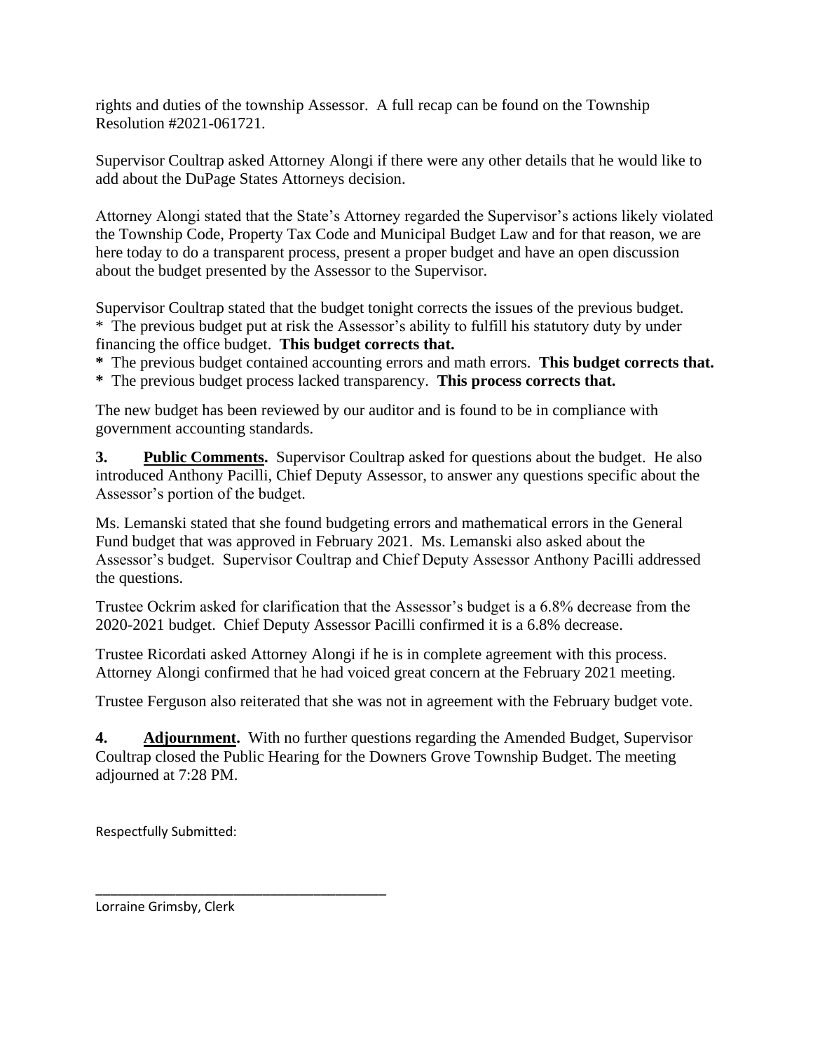rights and duties of the township Assessor. A full recap can be found on the Township Resolution #2021-061721.

Supervisor Coultrap asked Attorney Alongi if there were any other details that he would like to add about the DuPage States Attorneys decision.

Attorney Alongi stated that the State's Attorney regarded the Supervisor's actions likely violated the Township Code, Property Tax Code and Municipal Budget Law and for that reason, we are here today to do a transparent process, present a proper budget and have an open discussion about the budget presented by the Assessor to the Supervisor.

Supervisor Coultrap stated that the budget tonight corrects the issues of the previous budget.

* The previous budget put at risk the Assessor's ability to fulfill his statutory duty by under financing the office budget. **This budget corrects that.**
* The previous budget contained accounting errors and math errors. **This budget corrects that.**
* The previous budget process lacked transparency. **This process corrects that.**

The new budget has been reviewed by our auditor and is found to be in compliance with government accounting standards.

**3. Public Comments.** Supervisor Coultrap asked for questions about the budget. He also introduced Anthony Pacilli, Chief Deputy Assessor, to answer any questions specific about the Assessor's portion of the budget.

Ms. Lemanski stated that she found budgeting errors and mathematical errors in the General Fund budget that was approved in February 2021. Ms. Lemanski also asked about the Assessor's budget. Supervisor Coultrap and Chief Deputy Assessor Anthony Pacilli addressed the questions.

Trustee Ockrim asked for clarification that the Assessor's budget is a 6.8% decrease from the 2020-2021 budget. Chief Deputy Assessor Pacilli confirmed it is a 6.8% decrease.

Trustee Ricordati asked Attorney Alongi if he is in complete agreement with this process. Attorney Alongi confirmed that he had voiced great concern at the February 2021 meeting.

Trustee Ferguson also reiterated that she was not in agreement with the February budget vote.

**4. Adjournment.** With no further questions regarding the Amended Budget, Supervisor Coultrap closed the Public Hearing for the Downers Grove Township Budget. The meeting adjourned at 7:28 PM.

Respectfully Submitted:

\_\_\_\_\_\_\_\_\_\_\_\_\_\_\_\_\_\_\_\_\_\_\_\_\_\_\_\_\_\_\_\_\_\_\_\_\_\_\_\_

Lorraine Grimsby, Clerk